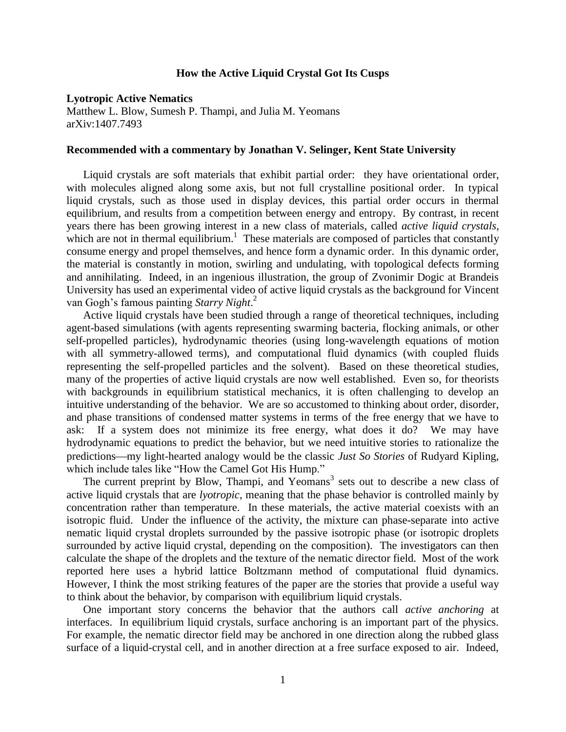# How the Active Liquid Crystal Got Its Cusps

**Lyotropic Active Nematics**
Matthew L. Blow, Sumesh P. Thampi, and Julia M. Yeomans
arXiv:1407.7493

**Recommended with a commentary by Jonathan V. Selinger, Kent State University**

Liquid crystals are soft materials that exhibit partial order: they have orientational order, with molecules aligned along some axis, but not full crystalline positional order. In typical liquid crystals, such as those used in display devices, this partial order occurs in thermal equilibrium, and results from a competition between energy and entropy. By contrast, in recent years there has been growing interest in a new class of materials, called *active liquid crystals*, which are not in thermal equilibrium.[1] These materials are composed of particles that constantly consume energy and propel themselves, and hence form a dynamic order. In this dynamic order, the material is constantly in motion, swirling and undulating, with topological defects forming and annihilating. Indeed, in an ingenious illustration, the group of Zvonimir Dogic at Brandeis University has used an experimental video of active liquid crystals as the background for Vincent van Gogh's famous painting *Starry Night*.[2]

Active liquid crystals have been studied through a range of theoretical techniques, including agent-based simulations (with agents representing swarming bacteria, flocking animals, or other self-propelled particles), hydrodynamic theories (using long-wavelength equations of motion with all symmetry-allowed terms), and computational fluid dynamics (with coupled fluids representing the self-propelled particles and the solvent). Based on these theoretical studies, many of the properties of active liquid crystals are now well established. Even so, for theorists with backgrounds in equilibrium statistical mechanics, it is often challenging to develop an intuitive understanding of the behavior. We are so accustomed to thinking about order, disorder, and phase transitions of condensed matter systems in terms of the free energy that we have to ask: If a system does not minimize its free energy, what does it do? We may have hydrodynamic equations to predict the behavior, but we need intuitive stories to rationalize the predictions—my light-hearted analogy would be the classic *Just So Stories* of Rudyard Kipling, which include tales like "How the Camel Got His Hump."

The current preprint by Blow, Thampi, and Yeomans[3] sets out to describe a new class of active liquid crystals that are *lyotropic*, meaning that the phase behavior is controlled mainly by concentration rather than temperature. In these materials, the active material coexists with an isotropic fluid. Under the influence of the activity, the mixture can phase-separate into active nematic liquid crystal droplets surrounded by the passive isotropic phase (or isotropic droplets surrounded by active liquid crystal, depending on the composition). The investigators can then calculate the shape of the droplets and the texture of the nematic director field. Most of the work reported here uses a hybrid lattice Boltzmann method of computational fluid dynamics. However, I think the most striking features of the paper are the stories that provide a useful way to think about the behavior, by comparison with equilibrium liquid crystals.

One important story concerns the behavior that the authors call *active anchoring* at interfaces. In equilibrium liquid crystals, surface anchoring is an important part of the physics. For example, the nematic director field may be anchored in one direction along the rubbed glass surface of a liquid-crystal cell, and in another direction at a free surface exposed to air. Indeed,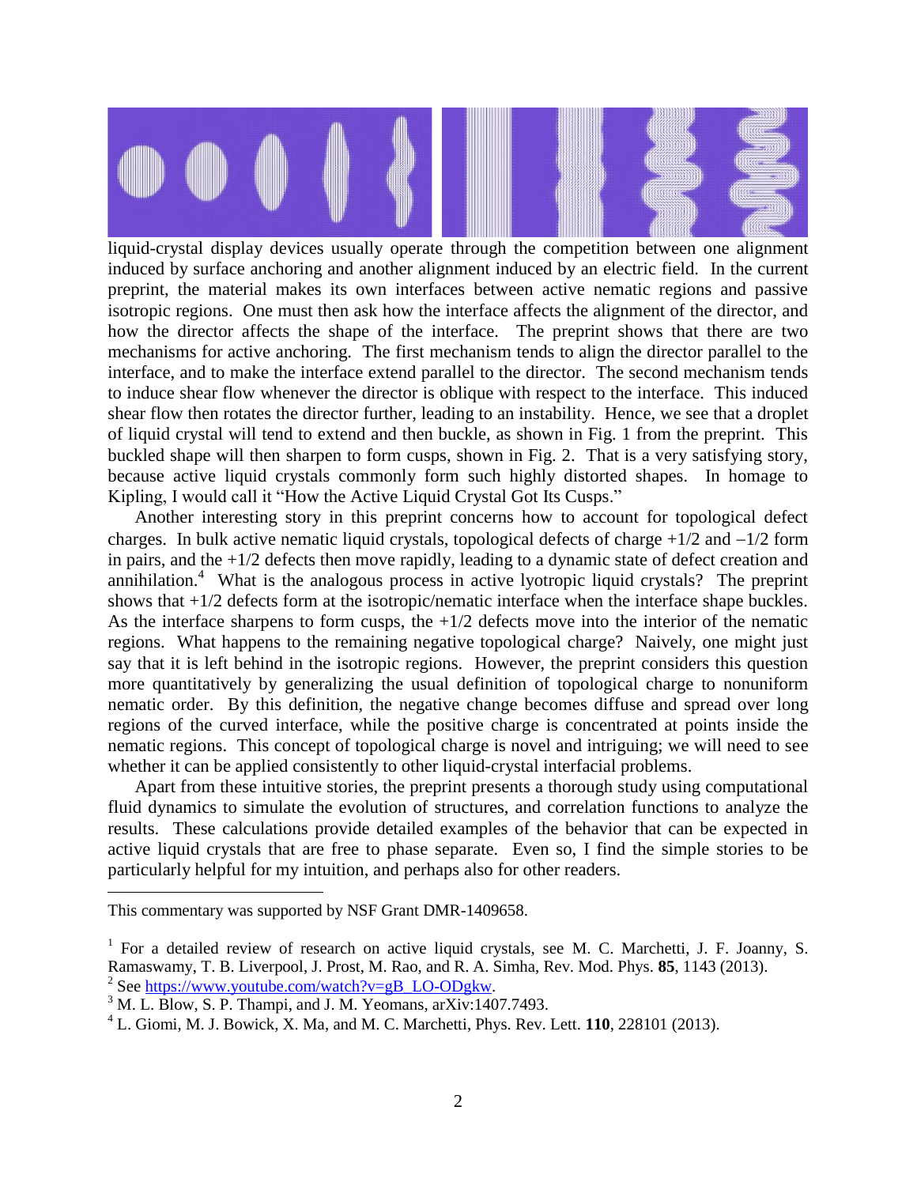liquid-crystal display devices usually operate through the competition between one alignment induced by surface anchoring and another alignment induced by an electric field. In the current preprint, the material makes its own interfaces between active nematic regions and passive isotropic regions. One must then ask how the interface affects the alignment of the director, and how the director affects the shape of the interface. The preprint shows that there are two mechanisms for active anchoring. The first mechanism tends to align the director parallel to the interface, and to make the interface extend parallel to the director. The second mechanism tends to induce shear flow whenever the director is oblique with respect to the interface. This induced shear flow then rotates the director further, leading to an instability. Hence, we see that a droplet of liquid crystal will tend to extend and then buckle, as shown in Fig. 1 from the preprint. This buckled shape will then sharpen to form cusps, shown in Fig. 2. That is a very satisfying story, because active liquid crystals commonly form such highly distorted shapes. In homage to Kipling, I would call it "How the Active Liquid Crystal Got Its Cusps."

Another interesting story in this preprint concerns how to account for topological defect charges. In bulk active nematic liquid crystals, topological defects of charge $+1/2$ and $-1/2$ form in pairs, and the $+1/2$ defects then move rapidly, leading to a dynamic state of defect creation and annihilation.[4] What is the analogous process in active lyotropic liquid crystals? The preprint shows that $+1/2$ defects form at the isotropic/nematic interface when the interface shape buckles. As the interface sharpens to form cusps, the $+1/2$ defects move into the interior of the nematic regions. What happens to the remaining negative topological charge? Naively, one might just say that it is left behind in the isotropic regions. However, the preprint considers this question more quantitatively by generalizing the usual definition of topological charge to nonuniform nematic order. By this definition, the negative change becomes diffuse and spread over long regions of the curved interface, while the positive charge is concentrated at points inside the nematic regions. This concept of topological charge is novel and intriguing; we will need to see whether it can be applied consistently to other liquid-crystal interfacial problems.

Apart from these intuitive stories, the preprint presents a thorough study using computational fluid dynamics to simulate the evolution of structures, and correlation functions to analyze the results. These calculations provide detailed examples of the behavior that can be expected in active liquid crystals that are free to phase separate. Even so, I find the simple stories to be particularly helpful for my intuition, and perhaps also for other readers.

---

This commentary was supported by NSF Grant DMR-1409658.

[1] For a detailed review of research on active liquid crystals, see M. C. Marchetti, J. F. Joanny, S. Ramaswamy, T. B. Liverpool, J. Prost, M. Rao, and R. A. Simha, Rev. Mod. Phys. **85**, 1143 (2013).

[2] See https://www.youtube.com/watch?v=gB_LO-ODgkw.

[3] M. L. Blow, S. P. Thampi, and J. M. Yeomans, arXiv:1407.7493.

[4] L. Giomi, M. J. Bowick, X. Ma, and M. C. Marchetti, Phys. Rev. Lett. **110**, 228101 (2013).